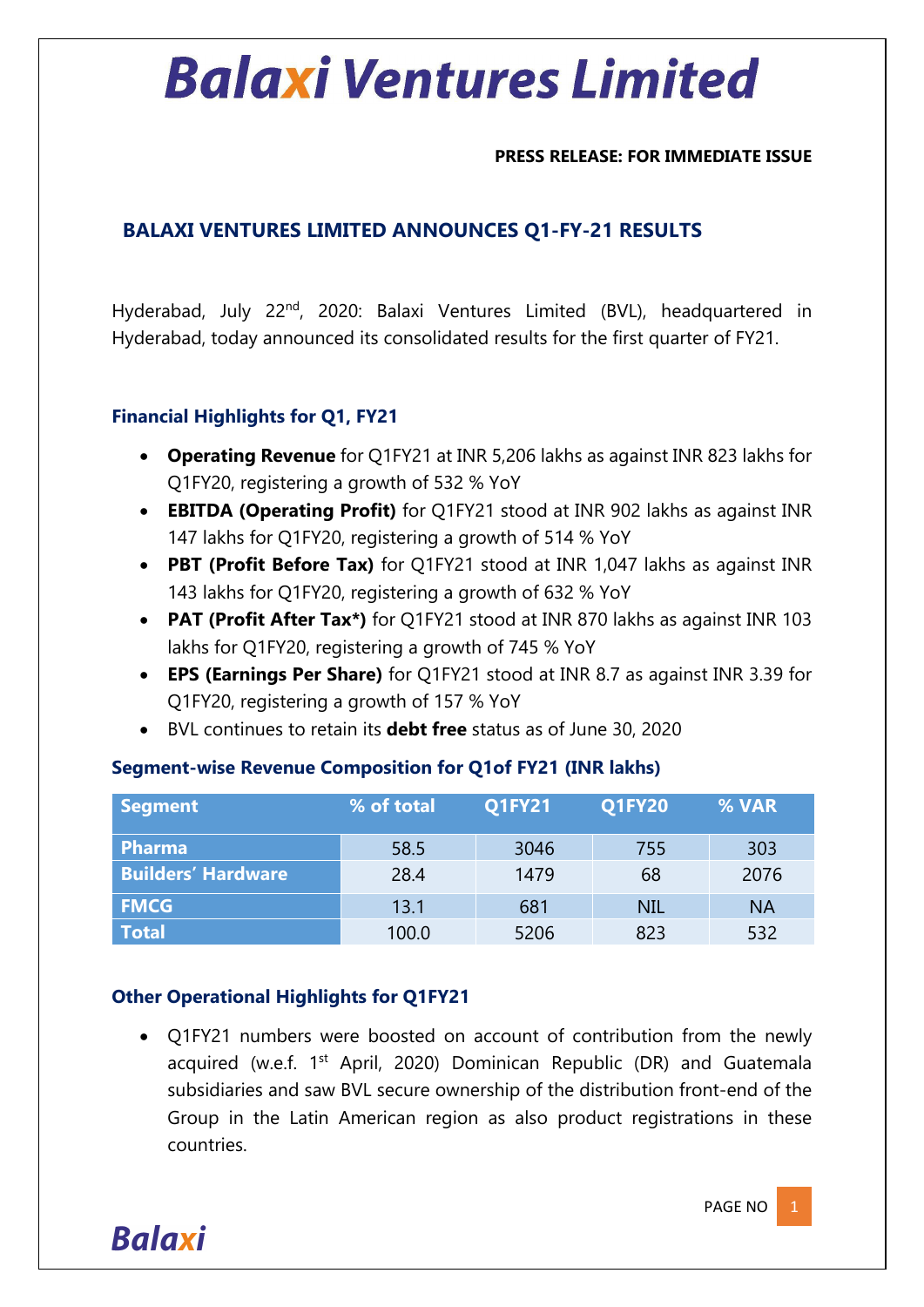# Balaxi Ventures Limited

**PRESS RELEASE: FOR IMMEDIATE ISSUE**

## BALAXI VENTURES LIMITED ANNOUNCES Q1-FY-21 RESULTS

Hyderabad, July 22nd, 2020: Balaxi Ventures Limited (BVL), headquartered in Hyderabad, today announced its consolidated results for the first quarter of FY21.

### Financial Highlights for Q1, FY21

- **Operating Revenue** for Q1FY21 at INR 5,206 lakhs as against INR 823 lakhs for Q1FY20, registering a growth of 532 % YoY
- **EBITDA (Operating Profit)** for Q1FY21 stood at INR 902 lakhs as against INR 147 lakhs for Q1FY20, registering a growth of 514 % YoY
- **PBT (Profit Before Tax)** for Q1FY21 stood at INR 1,047 lakhs as against INR 143 lakhs for Q1FY20, registering a growth of 632 % YoY
- **PAT (Profit After Tax*)** for Q1FY21 stood at INR 870 lakhs as against INR 103 lakhs for Q1FY20, registering a growth of 745 % YoY
- **EPS (Earnings Per Share)** for Q1FY21 stood at INR 8.7 as against INR 3.39 for Q1FY20, registering a growth of 157 % YoY
- BVL continues to retain its **debt free** status as of June 30, 2020

### Segment-wise Revenue Composition for Q1of FY21 (INR lakhs)

| Segment | % of total | Q1FY21 | Q1FY20 | % VAR |
|---|---|---|---|---|
| Pharma | 58.5 | 3046 | 755 | 303 |
| Builders' Hardware | 28.4 | 1479 | 68 | 2076 |
| FMCG | 13.1 | 681 | NIL | NA |
| Total | 100.0 | 5206 | 823 | 532 |

### Other Operational Highlights for Q1FY21

- Q1FY21 numbers were boosted on account of contribution from the newly acquired (w.e.f. 1st April, 2020) Dominican Republic (DR) and Guatemala subsidiaries and saw BVL secure ownership of the distribution front-end of the Group in the Latin American region as also product registrations in these countries.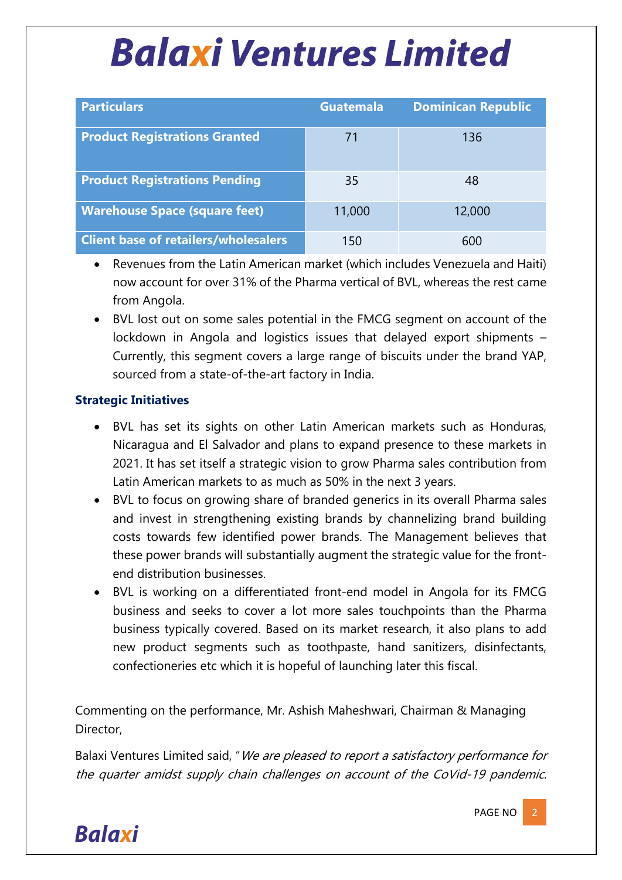# Balaxi Ventures Limited

| Particulars | Guatemala | Dominican Republic |
|---|---|---|
| Product Registrations Granted | 71 | 136 |
| Product Registrations Pending | 35 | 48 |
| Warehouse Space (square feet) | 11,000 | 12,000 |
| Client base of retailers/wholesalers | 150 | 600 |

- Revenues from the Latin American market (which includes Venezuela and Haiti) now account for over 31% of the Pharma vertical of BVL, whereas the rest came from Angola.
- BVL lost out on some sales potential in the FMCG segment on account of the lockdown in Angola and logistics issues that delayed export shipments – Currently, this segment covers a large range of biscuits under the brand YAP, sourced from a state-of-the-art factory in India.

### Strategic Initiatives

- BVL has set its sights on other Latin American markets such as Honduras, Nicaragua and El Salvador and plans to expand presence to these markets in 2021. It has set itself a strategic vision to grow Pharma sales contribution from Latin American markets to as much as 50% in the next 3 years.
- BVL to focus on growing share of branded generics in its overall Pharma sales and invest in strengthening existing brands by channelizing brand building costs towards few identified power brands. The Management believes that these power brands will substantially augment the strategic value for the front-end distribution businesses.
- BVL is working on a differentiated front-end model in Angola for its FMCG business and seeks to cover a lot more sales touchpoints than the Pharma business typically covered. Based on its market research, it also plans to add new product segments such as toothpaste, hand sanitizers, disinfectants, confectioneries etc which it is hopeful of launching later this fiscal.

Commenting on the performance, Mr. Ashish Maheshwari, Chairman & Managing Director,

Balaxi Ventures Limited said, "*We are pleased to report a satisfactory performance for the quarter amidst supply chain challenges on account of the CoVid-19 pandemic.*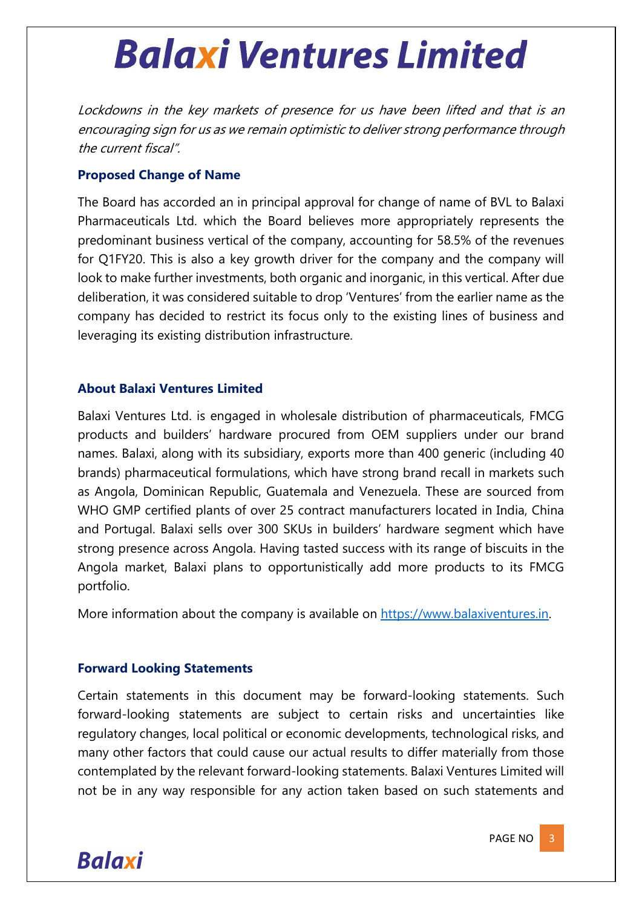*Lockdowns in the key markets of presence for us have been lifted and that is an encouraging sign for us as we remain optimistic to deliver strong performance through the current fiscal".*

### Proposed Change of Name

The Board has accorded an in principal approval for change of name of BVL to Balaxi Pharmaceuticals Ltd. which the Board believes more appropriately represents the predominant business vertical of the company, accounting for 58.5% of the revenues for Q1FY20. This is also a key growth driver for the company and the company will look to make further investments, both organic and inorganic, in this vertical. After due deliberation, it was considered suitable to drop 'Ventures' from the earlier name as the company has decided to restrict its focus only to the existing lines of business and leveraging its existing distribution infrastructure.

### About Balaxi Ventures Limited

Balaxi Ventures Ltd. is engaged in wholesale distribution of pharmaceuticals, FMCG products and builders' hardware procured from OEM suppliers under our brand names. Balaxi, along with its subsidiary, exports more than 400 generic (including 40 brands) pharmaceutical formulations, which have strong brand recall in markets such as Angola, Dominican Republic, Guatemala and Venezuela. These are sourced from WHO GMP certified plants of over 25 contract manufacturers located in India, China and Portugal. Balaxi sells over 300 SKUs in builders' hardware segment which have strong presence across Angola. Having tasted success with its range of biscuits in the Angola market, Balaxi plans to opportunistically add more products to its FMCG portfolio.

More information about the company is available on [https://www.balaxiventures.in](https://www.balaxiventures.in).

### Forward Looking Statements

Certain statements in this document may be forward-looking statements. Such forward-looking statements are subject to certain risks and uncertainties like regulatory changes, local political or economic developments, technological risks, and many other factors that could cause our actual results to differ materially from those contemplated by the relevant forward-looking statements. Balaxi Ventures Limited will not be in any way responsible for any action taken based on such statements and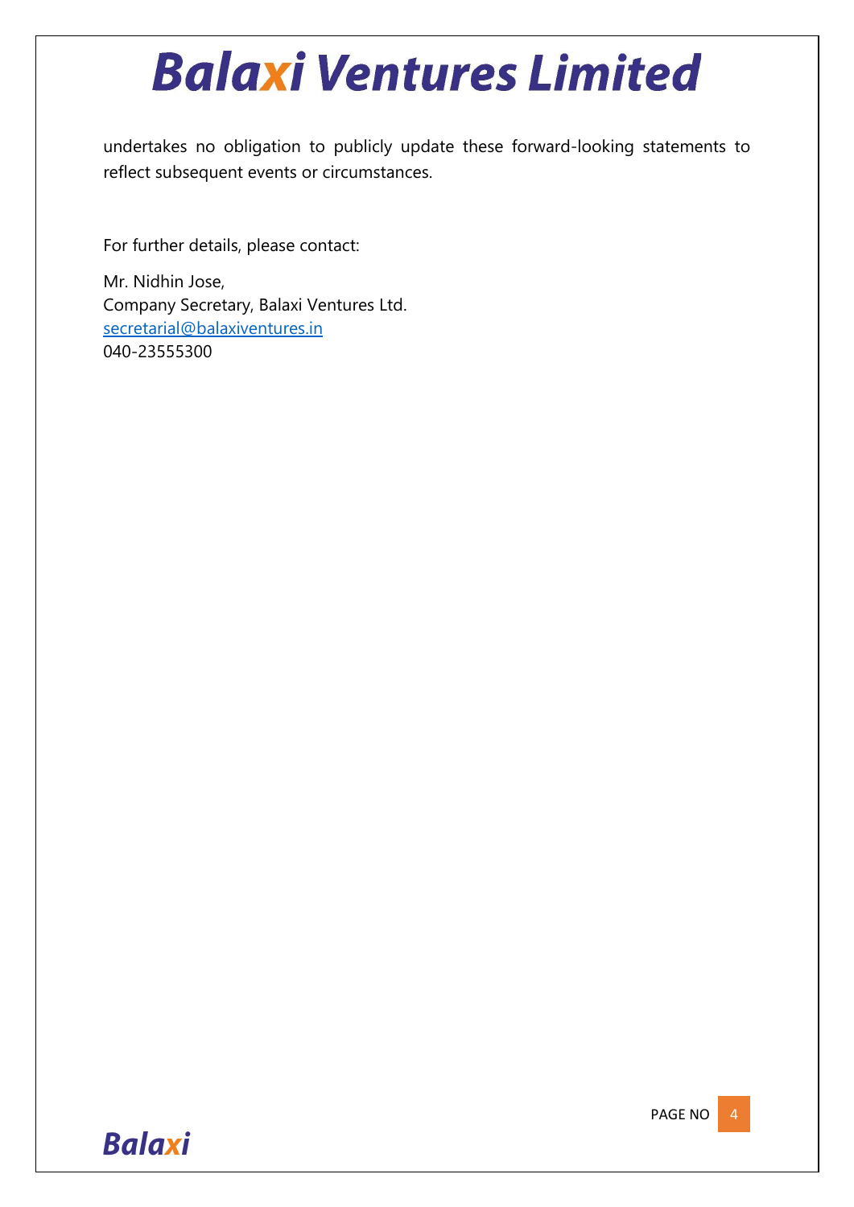undertakes no obligation to publicly update these forward-looking statements to reflect subsequent events or circumstances.

For further details, please contact:

Mr. Nidhin Jose,
Company Secretary, Balaxi Ventures Ltd.
secretarial@balaxiventures.in
040-23555300